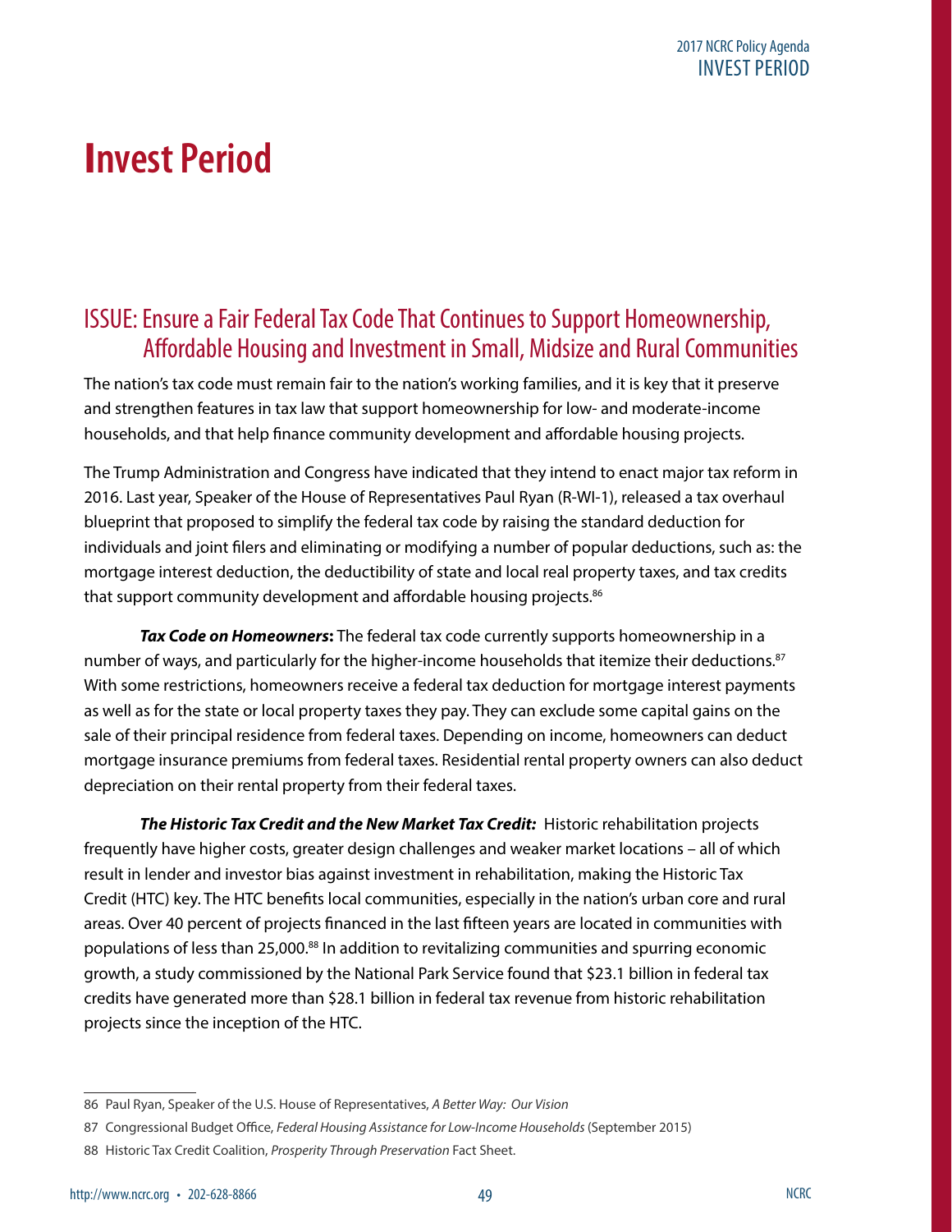# Invest Period

## ISSUE: Ensure a Fair Federal Tax Code That Continues to Support Homeownership, Affordable Housing and Investment in Small, Midsize and Rural Communities

The nation's tax code must remain fair to the nation's working families, and it is key that it preserve and strengthen features in tax law that support homeownership for low- and moderate-income households, and that help finance community development and affordable housing projects.

The Trump Administration and Congress have indicated that they intend to enact major tax reform in 2016. Last year, Speaker of the House of Representatives Paul Ryan (R-WI-1), released a tax overhaul blueprint that proposed to simplify the federal tax code by raising the standard deduction for individuals and joint filers and eliminating or modifying a number of popular deductions, such as: the mortgage interest deduction, the deductibility of state and local real property taxes, and tax credits that support community development and affordable housing projects.[86]

***Tax Code on Homeowners*****:** The federal tax code currently supports homeownership in a number of ways, and particularly for the higher-income households that itemize their deductions.[87] With some restrictions, homeowners receive a federal tax deduction for mortgage interest payments as well as for the state or local property taxes they pay. They can exclude some capital gains on the sale of their principal residence from federal taxes. Depending on income, homeowners can deduct mortgage insurance premiums from federal taxes. Residential rental property owners can also deduct depreciation on their rental property from their federal taxes.

***The Historic Tax Credit and the New Market Tax Credit:*** Historic rehabilitation projects frequently have higher costs, greater design challenges and weaker market locations – all of which result in lender and investor bias against investment in rehabilitation, making the Historic Tax Credit (HTC) key. The HTC benefits local communities, especially in the nation's urban core and rural areas. Over 40 percent of projects financed in the last fifteen years are located in communities with populations of less than 25,000.[88] In addition to revitalizing communities and spurring economic growth, a study commissioned by the National Park Service found that $23.1 billion in federal tax credits have generated more than $28.1 billion in federal tax revenue from historic rehabilitation projects since the inception of the HTC.

---

86 Paul Ryan, Speaker of the U.S. House of Representatives, *A Better Way: Our Vision*

87 Congressional Budget Office, *Federal Housing Assistance for Low-Income Households* (September 2015)

88 Historic Tax Credit Coalition, *Prosperity Through Preservation* Fact Sheet.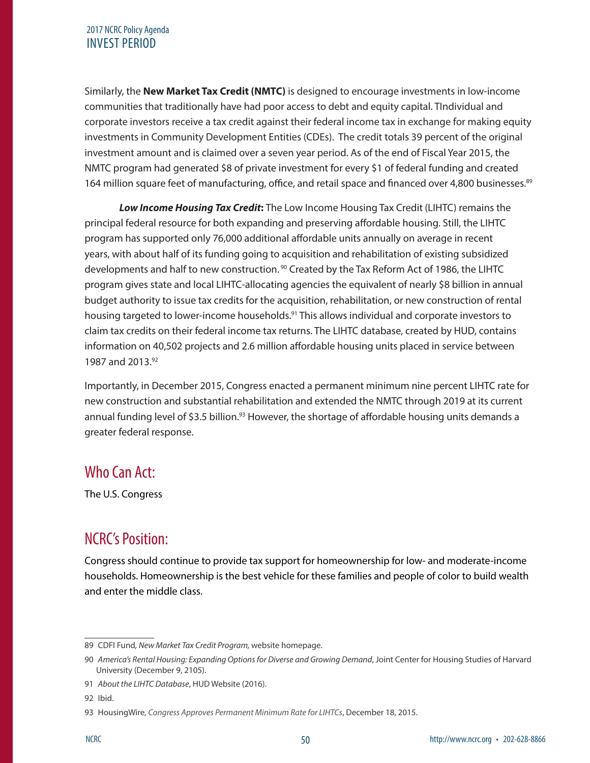Similarly, the **New Market Tax Credit (NMTC)** is designed to encourage investments in low-income communities that traditionally have had poor access to debt and equity capital. TIndividual and corporate investors receive a tax credit against their federal income tax in exchange for making equity investments in Community Development Entities (CDEs). The credit totals 39 percent of the original investment amount and is claimed over a seven year period. As of the end of Fiscal Year 2015, the NMTC program had generated $8 of private investment for every $1 of federal funding and created 164 million square feet of manufacturing, office, and retail space and financed over 4,800 businesses.[89]

***Low Income Housing Tax Credit*:** The Low Income Housing Tax Credit (LIHTC) remains the principal federal resource for both expanding and preserving affordable housing. Still, the LIHTC program has supported only 76,000 additional affordable units annually on average in recent years, with about half of its funding going to acquisition and rehabilitation of existing subsidized developments and half to new construction.[90] Created by the Tax Reform Act of 1986, the LIHTC program gives state and local LIHTC-allocating agencies the equivalent of nearly $8 billion in annual budget authority to issue tax credits for the acquisition, rehabilitation, or new construction of rental housing targeted to lower-income households.[91] This allows individual and corporate investors to claim tax credits on their federal income tax returns. The LIHTC database, created by HUD, contains information on 40,502 projects and 2.6 million affordable housing units placed in service between 1987 and 2013.[92]

Importantly, in December 2015, Congress enacted a permanent minimum nine percent LIHTC rate for new construction and substantial rehabilitation and extended the NMTC through 2019 at its current annual funding level of $3.5 billion.[93] However, the shortage of affordable housing units demands a greater federal response.

## Who Can Act:

The U.S. Congress

## NCRC's Position:

Congress should continue to provide tax support for homeownership for low- and moderate-income households. Homeownership is the best vehicle for these families and people of color to build wealth and enter the middle class.

---

89 CDFI Fund, *New Market Tax Credit Program,* website homepage.

90 *America's Rental Housing: Expanding Options for Diverse and Growing Demand*, Joint Center for Housing Studies of Harvard University (December 9, 2105).

91 *About the LIHTC Database*, HUD Website (2016).

92 Ibid.

93 HousingWire, *Congress Approves Permanent Minimum Rate for LIHTCs*, December 18, 2015.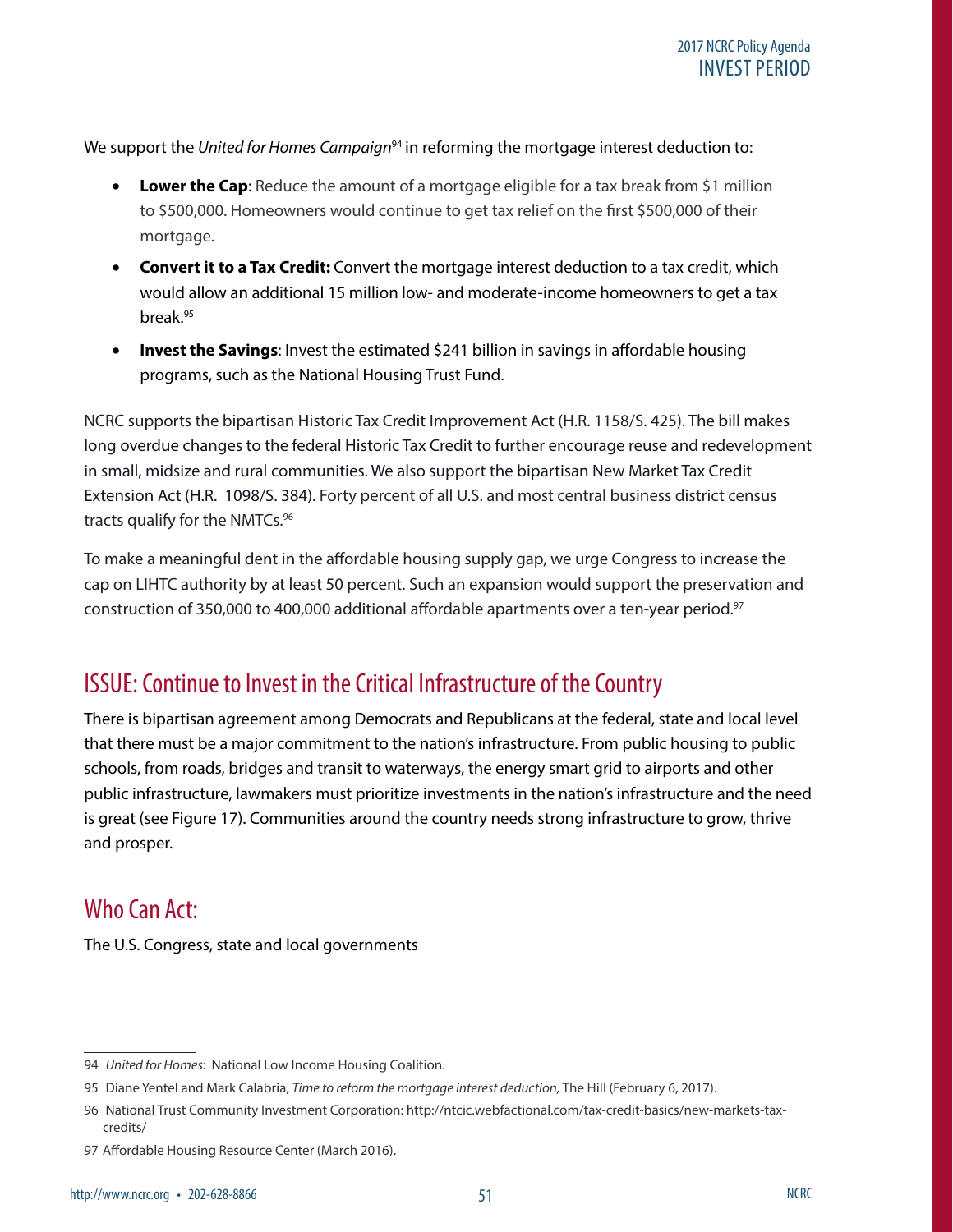We support the *United for Homes Campaign*[94] in reforming the mortgage interest deduction to:

- **Lower the Cap**: Reduce the amount of a mortgage eligible for a tax break from $1 million to $500,000. Homeowners would continue to get tax relief on the first $500,000 of their mortgage.
- **Convert it to a Tax Credit:** Convert the mortgage interest deduction to a tax credit, which would allow an additional 15 million low- and moderate-income homeowners to get a tax break.[95]
- **Invest the Savings**: Invest the estimated $241 billion in savings in affordable housing programs, such as the National Housing Trust Fund.

NCRC supports the bipartisan Historic Tax Credit Improvement Act (H.R. 1158/S. 425). The bill makes long overdue changes to the federal Historic Tax Credit to further encourage reuse and redevelopment in small, midsize and rural communities. We also support the bipartisan New Market Tax Credit Extension Act (H.R. 1098/S. 384). Forty percent of all U.S. and most central business district census tracts qualify for the NMTCs.[96]

To make a meaningful dent in the affordable housing supply gap, we urge Congress to increase the cap on LIHTC authority by at least 50 percent. Such an expansion would support the preservation and construction of 350,000 to 400,000 additional affordable apartments over a ten-year period.[97]

## ISSUE: Continue to Invest in the Critical Infrastructure of the Country

There is bipartisan agreement among Democrats and Republicans at the federal, state and local level that there must be a major commitment to the nation's infrastructure. From public housing to public schools, from roads, bridges and transit to waterways, the energy smart grid to airports and other public infrastructure, lawmakers must prioritize investments in the nation's infrastructure and the need is great (see Figure 17). Communities around the country needs strong infrastructure to grow, thrive and prosper.

## Who Can Act:

The U.S. Congress, state and local governments

---

94 *United for Homes*: National Low Income Housing Coalition.

95 Diane Yentel and Mark Calabria, *Time to reform the mortgage interest deduction,* The Hill (February 6, 2017).

96 National Trust Community Investment Corporation: http://ntcic.webfactional.com/tax-credit-basics/new-markets-tax-credits/

97 Affordable Housing Resource Center (March 2016).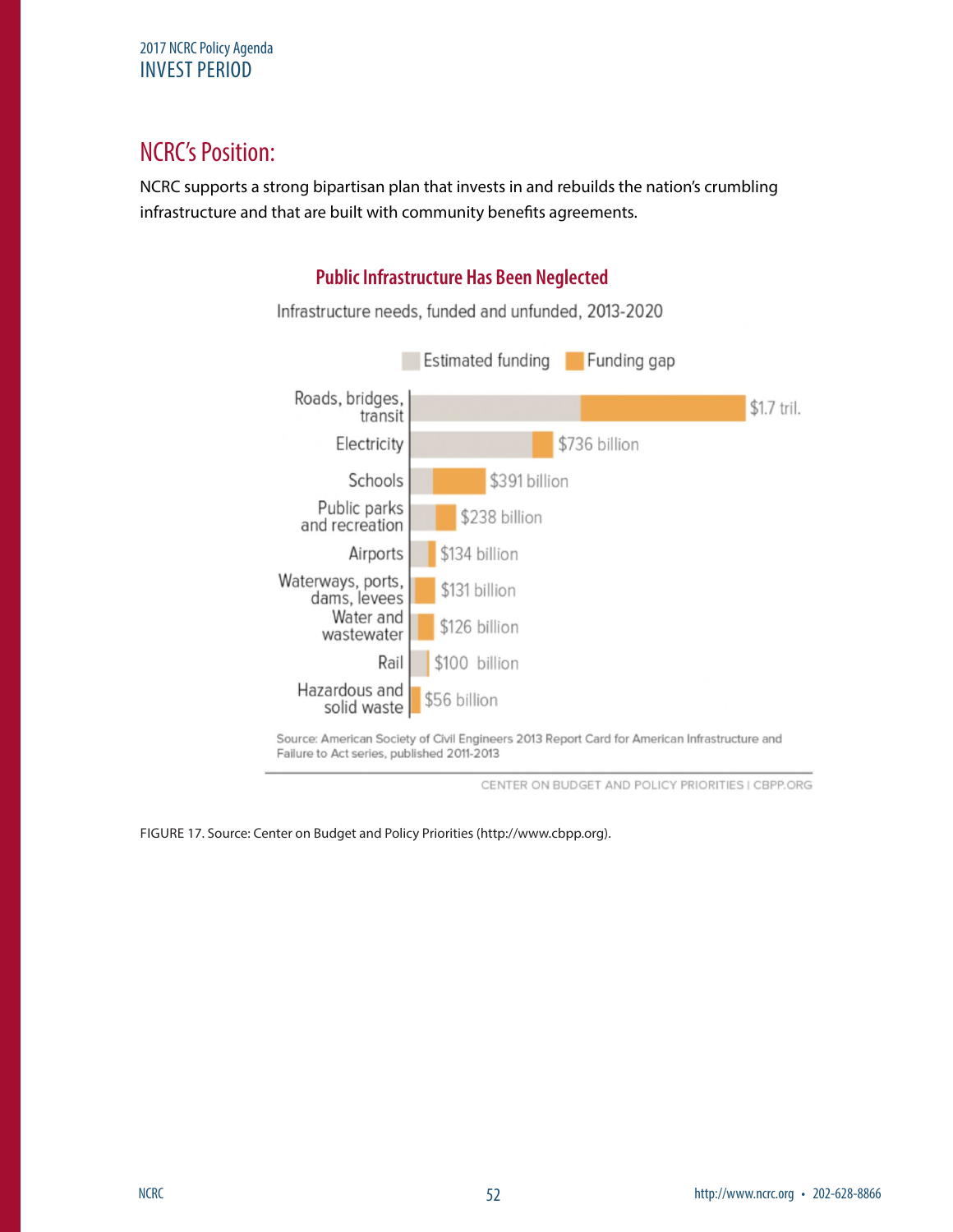## NCRC's Position:

NCRC supports a strong bipartisan plan that invests in and rebuilds the nation's crumbling infrastructure and that are built with community benefits agreements.

**Public Infrastructure Has Been Neglected**

Infrastructure needs, funded and unfunded, 2013-2020

Estimated funding
Funding gap

Roads, bridges, transit — $1.7 tril.
Electricity — $736 billion
Schools — $391 billion
Public parks and recreation — $238 billion
Airports — $134 billion
Waterways, ports, dams, levees — $131 billion
Water and wastewater — $126 billion
Rail — $100 billion
Hazardous and solid waste — $56 billion

Source: American Society of Civil Engineers 2013 Report Card for American Infrastructure and Failure to Act series, published 2011-2013

CENTER ON BUDGET AND POLICY PRIORITIES | CBPP.ORG

FIGURE 17. Source: Center on Budget and Policy Priorities (http://www.cbpp.org).